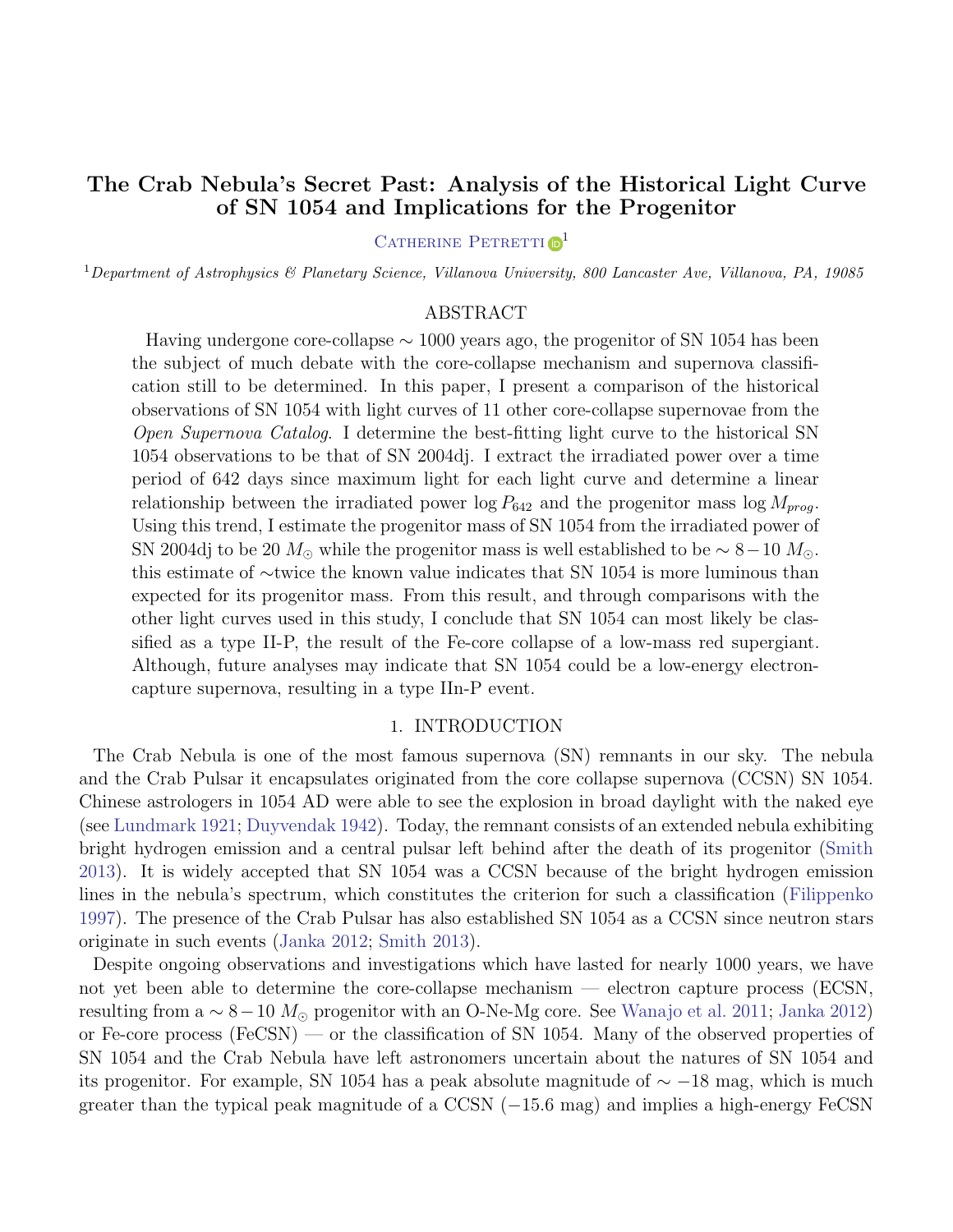# The Crab Nebula's Secret Past: Analysis of the Historical Light Curve of SN 1054 and Implications for the Progenitor

Catherine Petretti[1]

[1]*Department of Astrophysics & Planetary Science, Villanova University, 800 Lancaster Ave, Villanova, PA, 19085*

## ABSTRACT

Having undergone core-collapse $\sim$ 1000 years ago, the progenitor of SN 1054 has been the subject of much debate with the core-collapse mechanism and supernova classification still to be determined. In this paper, I present a comparison of the historical observations of SN 1054 with light curves of 11 other core-collapse supernovae from the *Open Supernova Catalog*. I determine the best-fitting light curve to the historical SN 1054 observations to be that of SN 2004dj. I extract the irradiated power over a time period of 642 days since maximum light for each light curve and determine a linear relationship between the irradiated power $\log P_{642}$ and the progenitor mass $\log M_{prog}$. Using this trend, I estimate the progenitor mass of SN 1054 from the irradiated power of SN 2004dj to be 20 $M_{\odot}$ while the progenitor mass is well established to be $\sim 8-10$ $M_{\odot}$. this estimate of $\sim$twice the known value indicates that SN 1054 is more luminous than expected for its progenitor mass. From this result, and through comparisons with the other light curves used in this study, I conclude that SN 1054 can most likely be classified as a type II-P, the result of the Fe-core collapse of a low-mass red supergiant. Although, future analyses may indicate that SN 1054 could be a low-energy electron-capture supernova, resulting in a type IIn-P event.

## 1. INTRODUCTION

The Crab Nebula is one of the most famous supernova (SN) remnants in our sky. The nebula and the Crab Pulsar it encapsulates originated from the core collapse supernova (CCSN) SN 1054. Chinese astrologers in 1054 AD were able to see the explosion in broad daylight with the naked eye (see Lundmark 1921; Duyvendak 1942). Today, the remnant consists of an extended nebula exhibiting bright hydrogen emission and a central pulsar left behind after the death of its progenitor (Smith 2013). It is widely accepted that SN 1054 was a CCSN because of the bright hydrogen emission lines in the nebula's spectrum, which constitutes the criterion for such a classification (Filippenko 1997). The presence of the Crab Pulsar has also established SN 1054 as a CCSN since neutron stars originate in such events (Janka 2012; Smith 2013).

Despite ongoing observations and investigations which have lasted for nearly 1000 years, we have not yet been able to determine the core-collapse mechanism — electron capture process (ECSN, resulting from a $\sim 8-10$ $M_{\odot}$ progenitor with an O-Ne-Mg core. See Wanajo et al. 2011; Janka 2012) or Fe-core process (FeCSN) — or the classification of SN 1054. Many of the observed properties of SN 1054 and the Crab Nebula have left astronomers uncertain about the natures of SN 1054 and its progenitor. For example, SN 1054 has a peak absolute magnitude of $\sim -18$ mag, which is much greater than the typical peak magnitude of a CCSN ($-15.6$ mag) and implies a high-energy FeCSN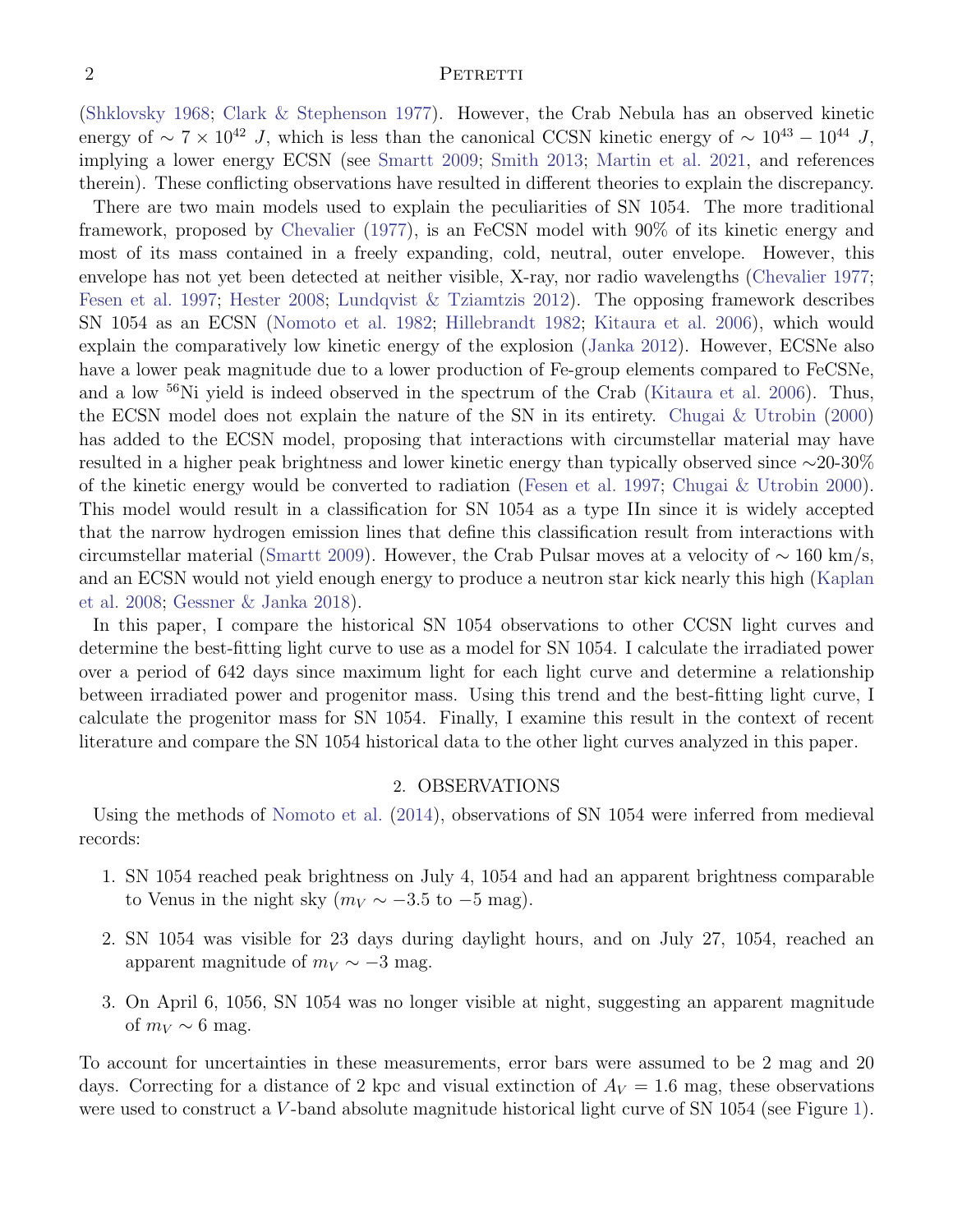(Shklovsky 1968; Clark & Stephenson 1977). However, the Crab Nebula has an observed kinetic energy of $\sim 7 \times 10^{42}$ $J$, which is less than the canonical CCSN kinetic energy of $\sim 10^{43} - 10^{44}$ $J$, implying a lower energy ECSN (see Smartt 2009; Smith 2013; Martin et al. 2021, and references therein). These conflicting observations have resulted in different theories to explain the discrepancy.

There are two main models used to explain the peculiarities of SN 1054. The more traditional framework, proposed by Chevalier (1977), is an FeCSN model with 90% of its kinetic energy and most of its mass contained in a freely expanding, cold, neutral, outer envelope. However, this envelope has not yet been detected at neither visible, X-ray, nor radio wavelengths (Chevalier 1977; Fesen et al. 1997; Hester 2008; Lundqvist & Tziamtzis 2012). The opposing framework describes SN 1054 as an ECSN (Nomoto et al. 1982; Hillebrandt 1982; Kitaura et al. 2006), which would explain the comparatively low kinetic energy of the explosion (Janka 2012). However, ECSNe also have a lower peak magnitude due to a lower production of Fe-group elements compared to FeCSNe, and a low $^{56}$Ni yield is indeed observed in the spectrum of the Crab (Kitaura et al. 2006). Thus, the ECSN model does not explain the nature of the SN in its entirety. Chugai & Utrobin (2000) has added to the ECSN model, proposing that interactions with circumstellar material may have resulted in a higher peak brightness and lower kinetic energy than typically observed since $\sim$20-30% of the kinetic energy would be converted to radiation (Fesen et al. 1997; Chugai & Utrobin 2000). This model would result in a classification for SN 1054 as a type IIn since it is widely accepted that the narrow hydrogen emission lines that define this classification result from interactions with circumstellar material (Smartt 2009). However, the Crab Pulsar moves at a velocity of $\sim$ 160 km/s, and an ECSN would not yield enough energy to produce a neutron star kick nearly this high (Kaplan et al. 2008; Gessner & Janka 2018).

In this paper, I compare the historical SN 1054 observations to other CCSN light curves and determine the best-fitting light curve to use as a model for SN 1054. I calculate the irradiated power over a period of 642 days since maximum light for each light curve and determine a relationship between irradiated power and progenitor mass. Using this trend and the best-fitting light curve, I calculate the progenitor mass for SN 1054. Finally, I examine this result in the context of recent literature and compare the SN 1054 historical data to the other light curves analyzed in this paper.

## 2. OBSERVATIONS

Using the methods of Nomoto et al. (2014), observations of SN 1054 were inferred from medieval records:

1. SN 1054 reached peak brightness on July 4, 1054 and had an apparent brightness comparable to Venus in the night sky ($m_V \sim -3.5$ to $-5$ mag).

2. SN 1054 was visible for 23 days during daylight hours, and on July 27, 1054, reached an apparent magnitude of $m_V \sim -3$ mag.

3. On April 6, 1056, SN 1054 was no longer visible at night, suggesting an apparent magnitude of $m_V \sim 6$ mag.

To account for uncertainties in these measurements, error bars were assumed to be 2 mag and 20 days. Correcting for a distance of 2 kpc and visual extinction of $A_V = 1.6$ mag, these observations were used to construct a $V$-band absolute magnitude historical light curve of SN 1054 (see Figure 1).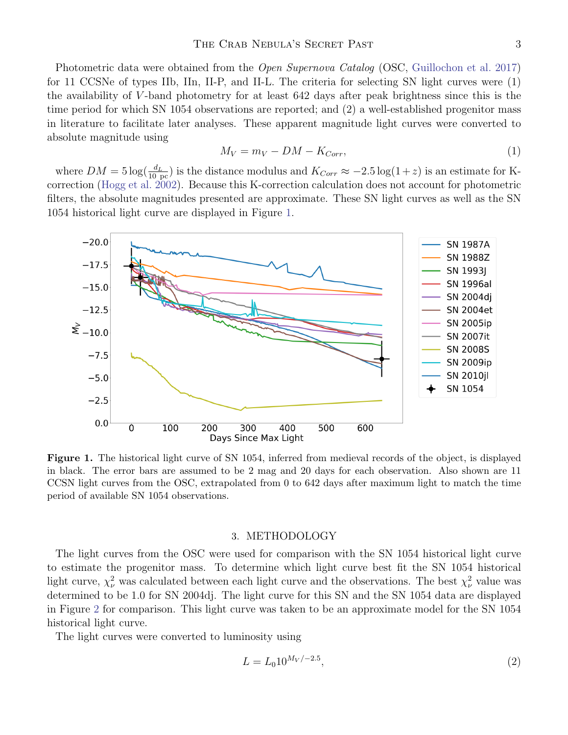Photometric data were obtained from the *Open Supernova Catalog* (OSC, Guillochon et al. 2017) for 11 CCSNe of types IIb, IIn, II-P, and II-L. The criteria for selecting SN light curves were (1) the availability of $V$-band photometry for at least 642 days after peak brightness since this is the time period for which SN 1054 observations are reported; and (2) a well-established progenitor mass in literature to facilitate later analyses. These apparent magnitude light curves were converted to absolute magnitude using

$$M_V = m_V - DM - K_{Corr}, \tag{1}$$

where $DM = 5\log(\frac{d_L}{10\text{ pc}})$ is the distance modulus and $K_{Corr} \approx -2.5\log(1+z)$ is an estimate for K-correction (Hogg et al. 2002). Because this K-correction calculation does not account for photometric filters, the absolute magnitudes presented are approximate. These SN light curves as well as the SN 1054 historical light curve are displayed in Figure 1.

**Figure 1.** The historical light curve of SN 1054, inferred from medieval records of the object, is displayed in black. The error bars are assumed to be 2 mag and 20 days for each observation. Also shown are 11 CCSN light curves from the OSC, extrapolated from 0 to 642 days after maximum light to match the time period of available SN 1054 observations.

## 3. METHODOLOGY

The light curves from the OSC were used for comparison with the SN 1054 historical light curve to estimate the progenitor mass. To determine which light curve best fit the SN 1054 historical light curve, $\chi^2_\nu$ was calculated between each light curve and the observations. The best $\chi^2_\nu$ value was determined to be 1.0 for SN 2004dj. The light curve for this SN and the SN 1054 data are displayed in Figure 2 for comparison. This light curve was taken to be an approximate model for the SN 1054 historical light curve.

The light curves were converted to luminosity using

$$L = L_0 10^{M_V/-2.5}, \tag{2}$$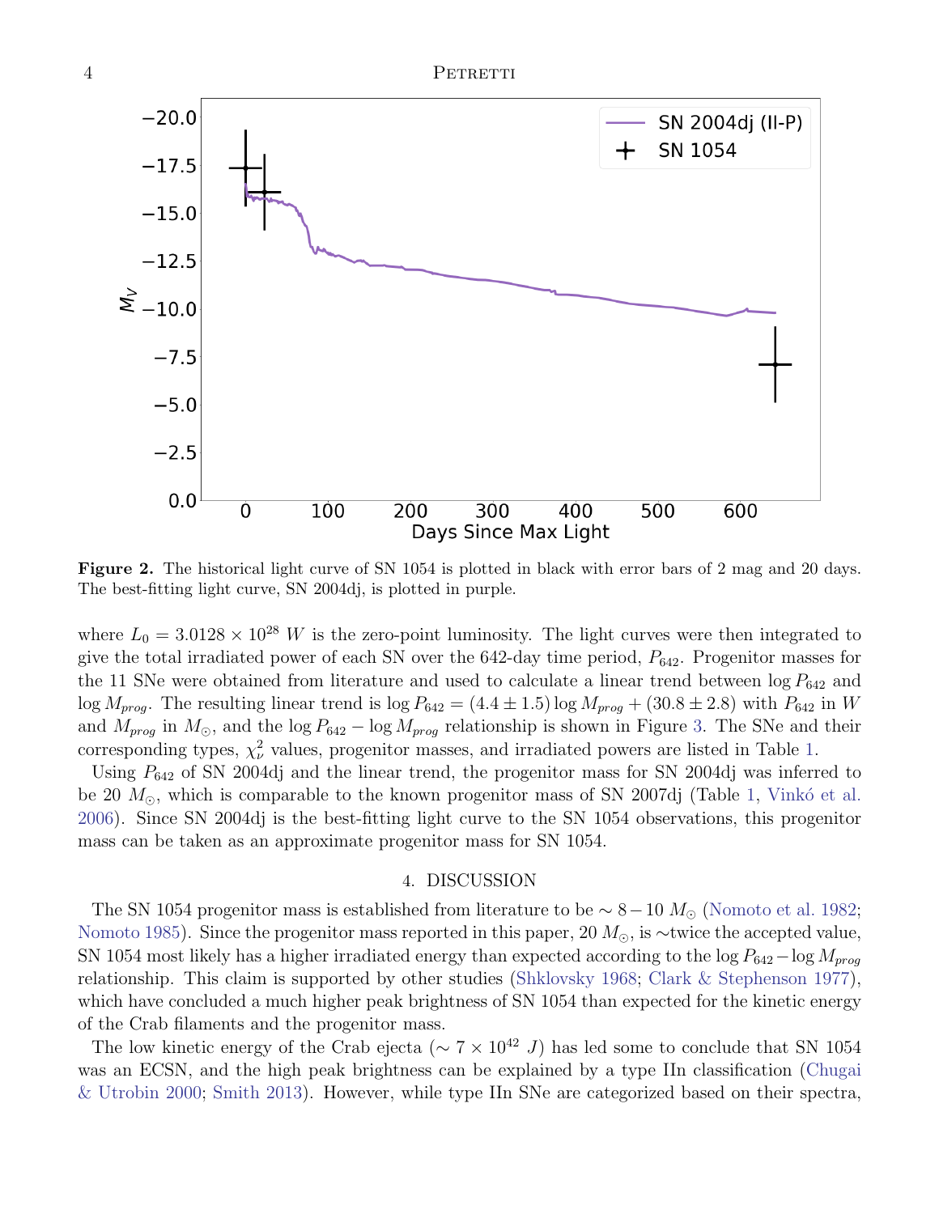**Figure 2.** The historical light curve of SN 1054 is plotted in black with error bars of 2 mag and 20 days. The best-fitting light curve, SN 2004dj, is plotted in purple.

where $L_0 = 3.0128 \times 10^{28}$ $W$ is the zero-point luminosity. The light curves were then integrated to give the total irradiated power of each SN over the 642-day time period, $P_{642}$. Progenitor masses for the 11 SNe were obtained from literature and used to calculate a linear trend between $\log P_{642}$ and $\log M_{prog}$. The resulting linear trend is $\log P_{642} = (4.4 \pm 1.5) \log M_{prog} + (30.8 \pm 2.8)$ with $P_{642}$ in $W$ and $M_{prog}$ in $M_{\odot}$, and the $\log P_{642} - \log M_{prog}$ relationship is shown in Figure 3. The SNe and their corresponding types, $\chi^2_\nu$ values, progenitor masses, and irradiated powers are listed in Table 1.

Using $P_{642}$ of SN 2004dj and the linear trend, the progenitor mass for SN 2004dj was inferred to be 20 $M_{\odot}$, which is comparable to the known progenitor mass of SN 2007dj (Table 1, Vinkó et al. 2006). Since SN 2004dj is the best-fitting light curve to the SN 1054 observations, this progenitor mass can be taken as an approximate progenitor mass for SN 1054.

## 4. DISCUSSION

The SN 1054 progenitor mass is established from literature to be $\sim 8 - 10$ $M_{\odot}$ (Nomoto et al. 1982; Nomoto 1985). Since the progenitor mass reported in this paper, 20 $M_{\odot}$, is $\sim$twice the accepted value, SN 1054 most likely has a higher irradiated energy than expected according to the $\log P_{642} - \log M_{prog}$ relationship. This claim is supported by other studies (Shklovsky 1968; Clark & Stephenson 1977), which have concluded a much higher peak brightness of SN 1054 than expected for the kinetic energy of the Crab filaments and the progenitor mass.

The low kinetic energy of the Crab ejecta ($\sim 7 \times 10^{42}$ $J$) has led some to conclude that SN 1054 was an ECSN, and the high peak brightness can be explained by a type IIn classification (Chugai & Utrobin 2000; Smith 2013). However, while type IIn SNe are categorized based on their spectra,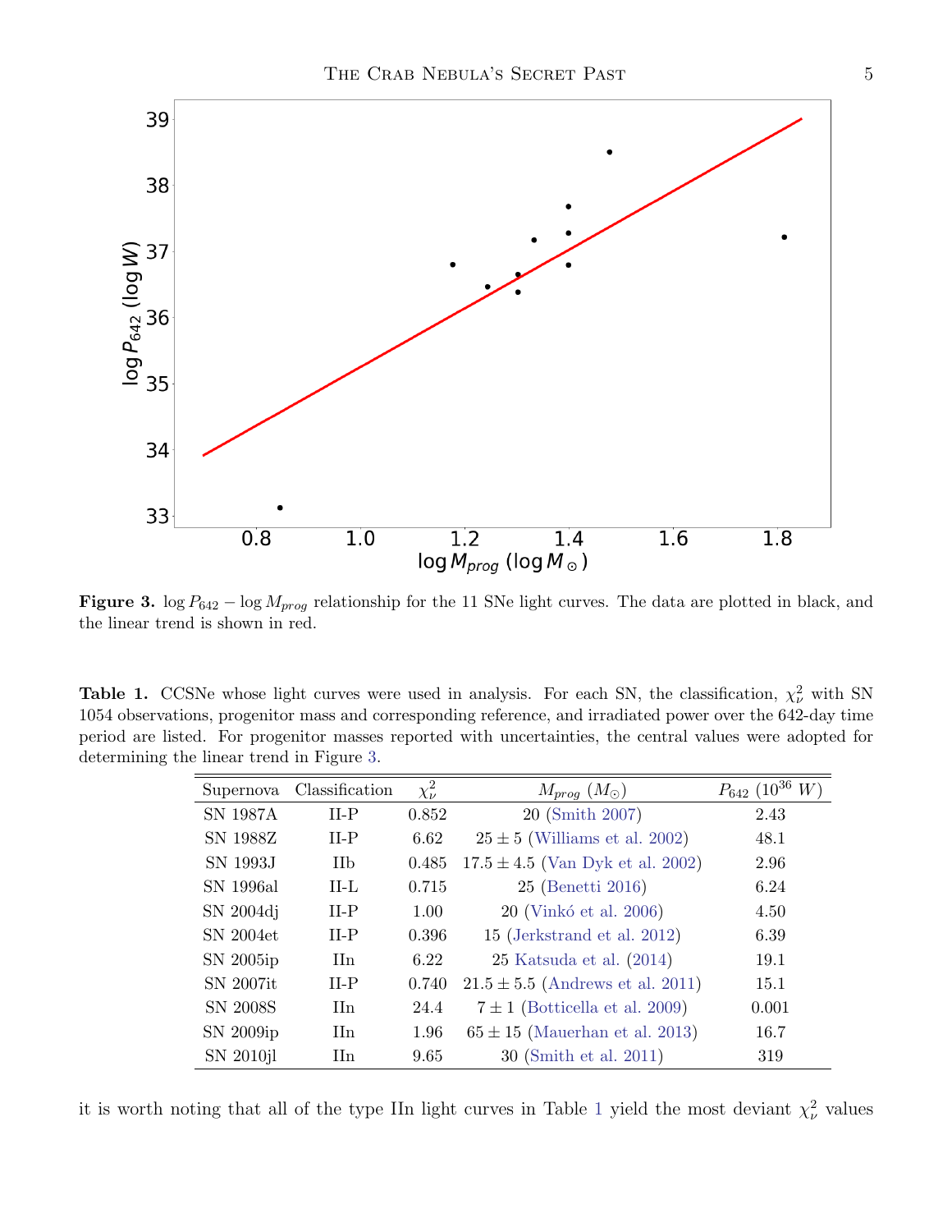**Figure 3.** $\log P_{642} - \log M_{prog}$ relationship for the 11 SNe light curves. The data are plotted in black, and the linear trend is shown in red.

**Table 1.** CCSNe whose light curves were used in analysis. For each SN, the classification, $\chi^2_\nu$ with SN 1054 observations, progenitor mass and corresponding reference, and irradiated power over the 642-day time period are listed. For progenitor masses reported with uncertainties, the central values were adopted for determining the linear trend in Figure 3.

| Supernova | Classification | $\chi^2_\nu$ | $M_{prog}$ ($M_\odot$) | $P_{642}$ ($10^{36}$ $W$) |
|---|---|---|---|---|
| SN 1987A | II-P | 0.852 | 20 (Smith 2007) | 2.43 |
| SN 1988Z | II-P | 6.62 | $25 \pm 5$ (Williams et al. 2002) | 48.1 |
| SN 1993J | IIb | 0.485 | $17.5 \pm 4.5$ (Van Dyk et al. 2002) | 2.96 |
| SN 1996al | II-L | 0.715 | 25 (Benetti 2016) | 6.24 |
| SN 2004dj | II-P | 1.00 | 20 (Vinkó et al. 2006) | 4.50 |
| SN 2004et | II-P | 0.396 | 15 (Jerkstrand et al. 2012) | 6.39 |
| SN 2005ip | IIn | 6.22 | 25 Katsuda et al. (2014) | 19.1 |
| SN 2007it | II-P | 0.740 | $21.5 \pm 5.5$ (Andrews et al. 2011) | 15.1 |
| SN 2008S | IIn | 24.4 | $7 \pm 1$ (Botticella et al. 2009) | 0.001 |
| SN 2009ip | IIn | 1.96 | $65 \pm 15$ (Mauerhan et al. 2013) | 16.7 |
| SN 2010jl | IIn | 9.65 | 30 (Smith et al. 2011) | 319 |

it is worth noting that all of the type IIn light curves in Table 1 yield the most deviant $\chi^2_\nu$ values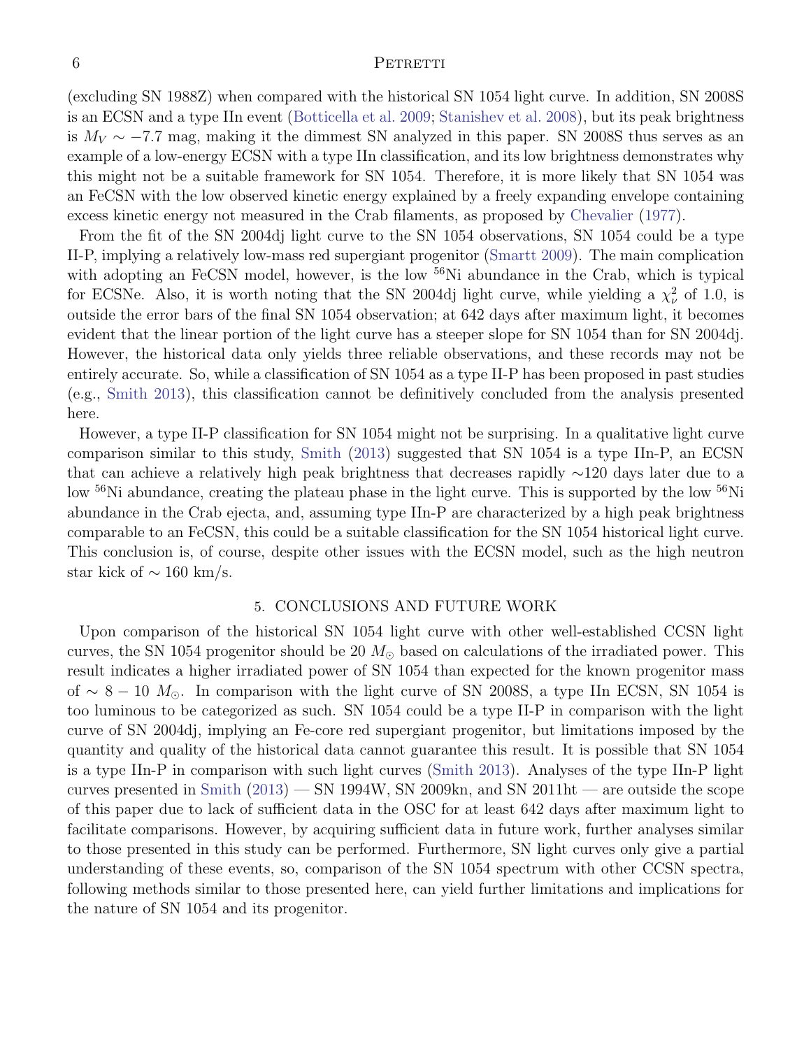(excluding SN 1988Z) when compared with the historical SN 1054 light curve. In addition, SN 2008S is an ECSN and a type IIn event (Botticella et al. 2009; Stanishev et al. 2008), but its peak brightness is $M_V \sim -7.7$ mag, making it the dimmest SN analyzed in this paper. SN 2008S thus serves as an example of a low-energy ECSN with a type IIn classification, and its low brightness demonstrates why this might not be a suitable framework for SN 1054. Therefore, it is more likely that SN 1054 was an FeCSN with the low observed kinetic energy explained by a freely expanding envelope containing excess kinetic energy not measured in the Crab filaments, as proposed by Chevalier (1977).

From the fit of the SN 2004dj light curve to the SN 1054 observations, SN 1054 could be a type II-P, implying a relatively low-mass red supergiant progenitor (Smartt 2009). The main complication with adopting an FeCSN model, however, is the low $^{56}$Ni abundance in the Crab, which is typical for ECSNe. Also, it is worth noting that the SN 2004dj light curve, while yielding a $\chi^2_\nu$ of 1.0, is outside the error bars of the final SN 1054 observation; at 642 days after maximum light, it becomes evident that the linear portion of the light curve has a steeper slope for SN 1054 than for SN 2004dj. However, the historical data only yields three reliable observations, and these records may not be entirely accurate. So, while a classification of SN 1054 as a type II-P has been proposed in past studies (e.g., Smith 2013), this classification cannot be definitively concluded from the analysis presented here.

However, a type II-P classification for SN 1054 might not be surprising. In a qualitative light curve comparison similar to this study, Smith (2013) suggested that SN 1054 is a type IIn-P, an ECSN that can achieve a relatively high peak brightness that decreases rapidly $\sim$120 days later due to a low $^{56}$Ni abundance, creating the plateau phase in the light curve. This is supported by the low $^{56}$Ni abundance in the Crab ejecta, and, assuming type IIn-P are characterized by a high peak brightness comparable to an FeCSN, this could be a suitable classification for the SN 1054 historical light curve. This conclusion is, of course, despite other issues with the ECSN model, such as the high neutron star kick of $\sim$ 160 km/s.

## 5. CONCLUSIONS AND FUTURE WORK

Upon comparison of the historical SN 1054 light curve with other well-established CCSN light curves, the SN 1054 progenitor should be 20 $M_\odot$ based on calculations of the irradiated power. This result indicates a higher irradiated power of SN 1054 than expected for the known progenitor mass of $\sim 8 - 10$ $M_\odot$. In comparison with the light curve of SN 2008S, a type IIn ECSN, SN 1054 is too luminous to be categorized as such. SN 1054 could be a type II-P in comparison with the light curve of SN 2004dj, implying an Fe-core red supergiant progenitor, but limitations imposed by the quantity and quality of the historical data cannot guarantee this result. It is possible that SN 1054 is a type IIn-P in comparison with such light curves (Smith 2013). Analyses of the type IIn-P light curves presented in Smith (2013) — SN 1994W, SN 2009kn, and SN 2011ht — are outside the scope of this paper due to lack of sufficient data in the OSC for at least 642 days after maximum light to facilitate comparisons. However, by acquiring sufficient data in future work, further analyses similar to those presented in this study can be performed. Furthermore, SN light curves only give a partial understanding of these events, so, comparison of the SN 1054 spectrum with other CCSN spectra, following methods similar to those presented here, can yield further limitations and implications for the nature of SN 1054 and its progenitor.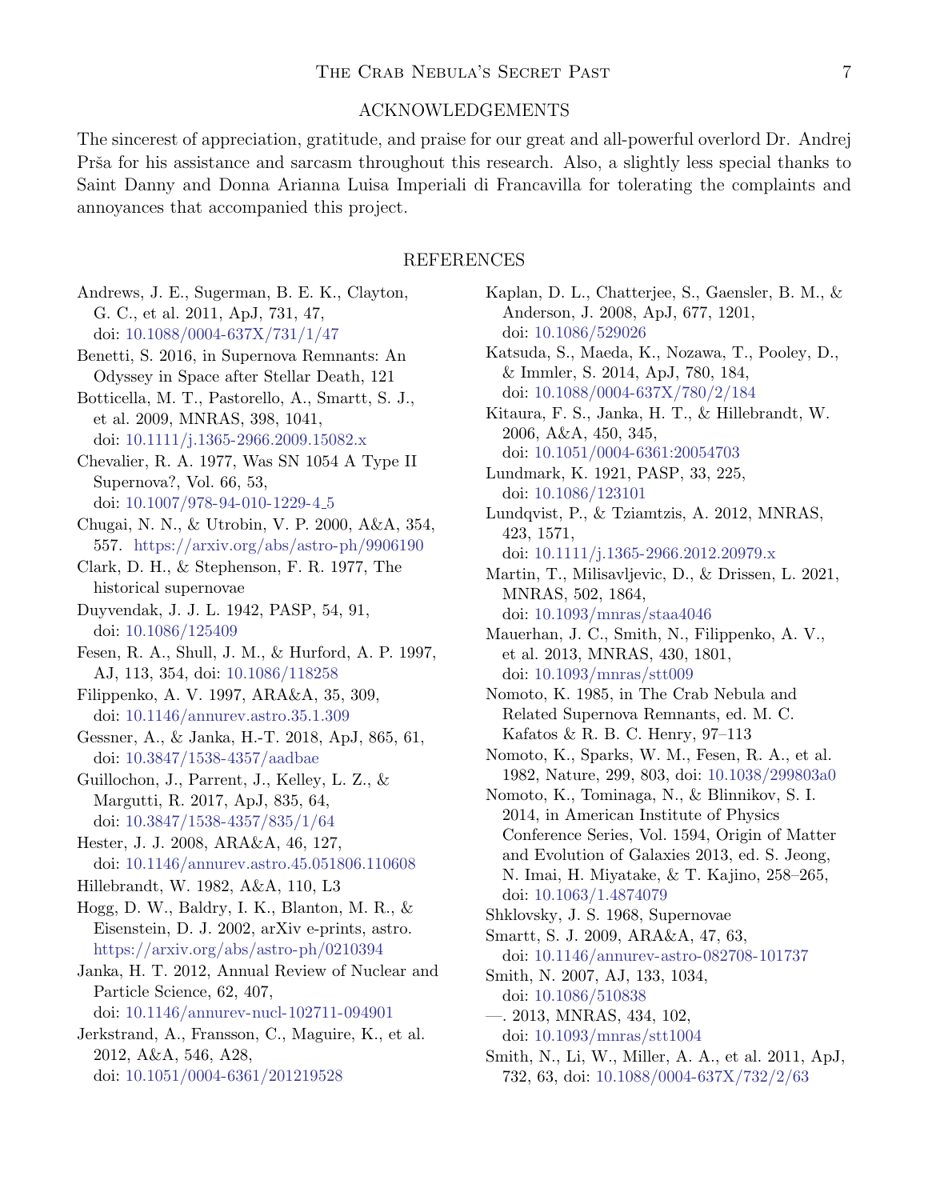## ACKNOWLEDGEMENTS

The sincerest of appreciation, gratitude, and praise for our great and all-powerful overlord Dr. Andrej Prša for his assistance and sarcasm throughout this research. Also, a slightly less special thanks to Saint Danny and Donna Arianna Luisa Imperiali di Francavilla for tolerating the complaints and annoyances that accompanied this project.

## REFERENCES

Andrews, J. E., Sugerman, B. E. K., Clayton, G. C., et al. 2011, ApJ, 731, 47, doi: 10.1088/0004-637X/731/1/47

Benetti, S. 2016, in Supernova Remnants: An Odyssey in Space after Stellar Death, 121

Botticella, M. T., Pastorello, A., Smartt, S. J., et al. 2009, MNRAS, 398, 1041, doi: 10.1111/j.1365-2966.2009.15082.x

Chevalier, R. A. 1977, Was SN 1054 A Type II Supernova?, Vol. 66, 53, doi: 10.1007/978-94-010-1229-4_5

Chugai, N. N., & Utrobin, V. P. 2000, A&A, 354, 557. https://arxiv.org/abs/astro-ph/9906190

Clark, D. H., & Stephenson, F. R. 1977, The historical supernovae

Duyvendak, J. J. L. 1942, PASP, 54, 91, doi: 10.1086/125409

Fesen, R. A., Shull, J. M., & Hurford, A. P. 1997, AJ, 113, 354, doi: 10.1086/118258

Filippenko, A. V. 1997, ARA&A, 35, 309, doi: 10.1146/annurev.astro.35.1.309

Gessner, A., & Janka, H.-T. 2018, ApJ, 865, 61, doi: 10.3847/1538-4357/aadbae

Guillochon, J., Parrent, J., Kelley, L. Z., & Margutti, R. 2017, ApJ, 835, 64, doi: 10.3847/1538-4357/835/1/64

Hester, J. J. 2008, ARA&A, 46, 127, doi: 10.1146/annurev.astro.45.051806.110608

Hillebrandt, W. 1982, A&A, 110, L3

Hogg, D. W., Baldry, I. K., Blanton, M. R., & Eisenstein, D. J. 2002, arXiv e-prints, astro. https://arxiv.org/abs/astro-ph/0210394

Janka, H. T. 2012, Annual Review of Nuclear and Particle Science, 62, 407, doi: 10.1146/annurev-nucl-102711-094901

Jerkstrand, A., Fransson, C., Maguire, K., et al. 2012, A&A, 546, A28, doi: 10.1051/0004-6361/201219528

Kaplan, D. L., Chatterjee, S., Gaensler, B. M., & Anderson, J. 2008, ApJ, 677, 1201, doi: 10.1086/529026

Katsuda, S., Maeda, K., Nozawa, T., Pooley, D., & Immler, S. 2014, ApJ, 780, 184, doi: 10.1088/0004-637X/780/2/184

Kitaura, F. S., Janka, H. T., & Hillebrandt, W. 2006, A&A, 450, 345, doi: 10.1051/0004-6361:20054703

Lundmark, K. 1921, PASP, 33, 225, doi: 10.1086/123101

Lundqvist, P., & Tziamtzis, A. 2012, MNRAS, 423, 1571, doi: 10.1111/j.1365-2966.2012.20979.x

Martin, T., Milisavljevic, D., & Drissen, L. 2021, MNRAS, 502, 1864, doi: 10.1093/mnras/staa4046

Mauerhan, J. C., Smith, N., Filippenko, A. V., et al. 2013, MNRAS, 430, 1801, doi: 10.1093/mnras/stt009

Nomoto, K. 1985, in The Crab Nebula and Related Supernova Remnants, ed. M. C. Kafatos & R. B. C. Henry, 97–113

Nomoto, K., Sparks, W. M., Fesen, R. A., et al. 1982, Nature, 299, 803, doi: 10.1038/299803a0

Nomoto, K., Tominaga, N., & Blinnikov, S. I. 2014, in American Institute of Physics Conference Series, Vol. 1594, Origin of Matter and Evolution of Galaxies 2013, ed. S. Jeong, N. Imai, H. Miyatake, & T. Kajino, 258–265, doi: 10.1063/1.4874079

Shklovsky, J. S. 1968, Supernovae

Smartt, S. J. 2009, ARA&A, 47, 63, doi: 10.1146/annurev-astro-082708-101737

Smith, N. 2007, AJ, 133, 1034, doi: 10.1086/510838

—. 2013, MNRAS, 434, 102, doi: 10.1093/mnras/stt1004

Smith, N., Li, W., Miller, A. A., et al. 2011, ApJ, 732, 63, doi: 10.1088/0004-637X/732/2/63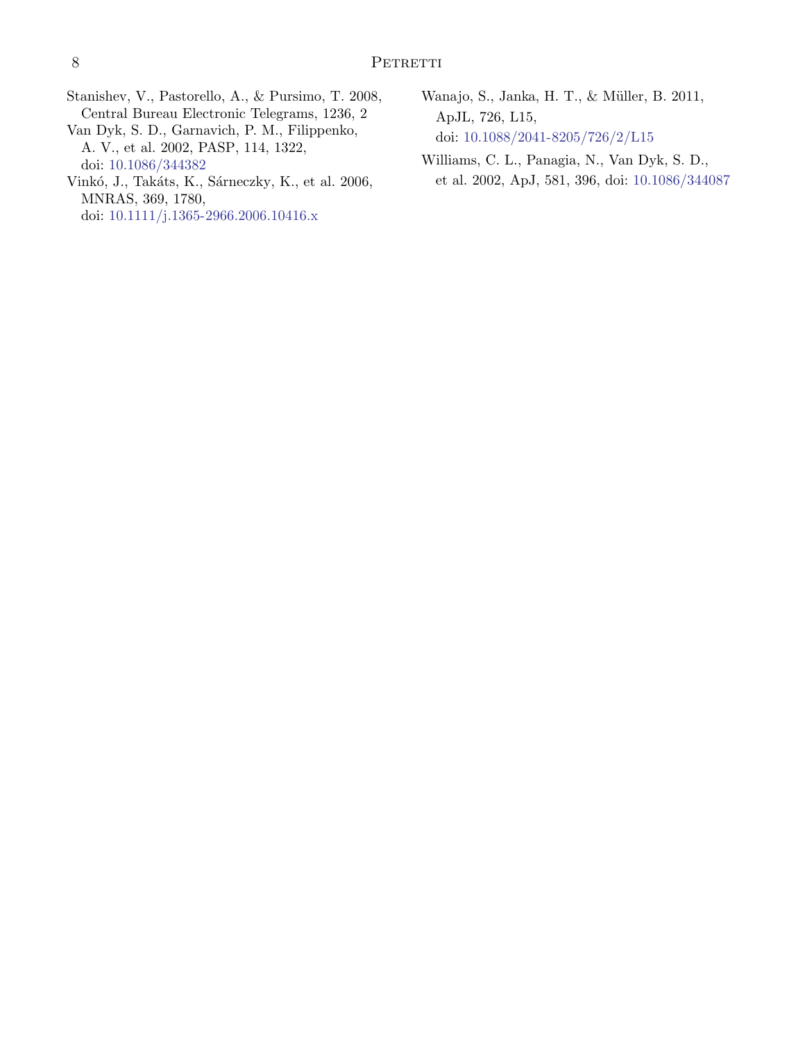Stanishev, V., Pastorello, A., & Pursimo, T. 2008, Central Bureau Electronic Telegrams, 1236, 2

Van Dyk, S. D., Garnavich, P. M., Filippenko, A. V., et al. 2002, PASP, 114, 1322, doi: 10.1086/344382

Vinkó, J., Takáts, K., Sárneczky, K., et al. 2006, MNRAS, 369, 1780, doi: 10.1111/j.1365-2966.2006.10416.x

Wanajo, S., Janka, H. T., & Müller, B. 2011, ApJL, 726, L15, doi: 10.1088/2041-8205/726/2/L15

Williams, C. L., Panagia, N., Van Dyk, S. D., et al. 2002, ApJ, 581, 396, doi: 10.1086/344087